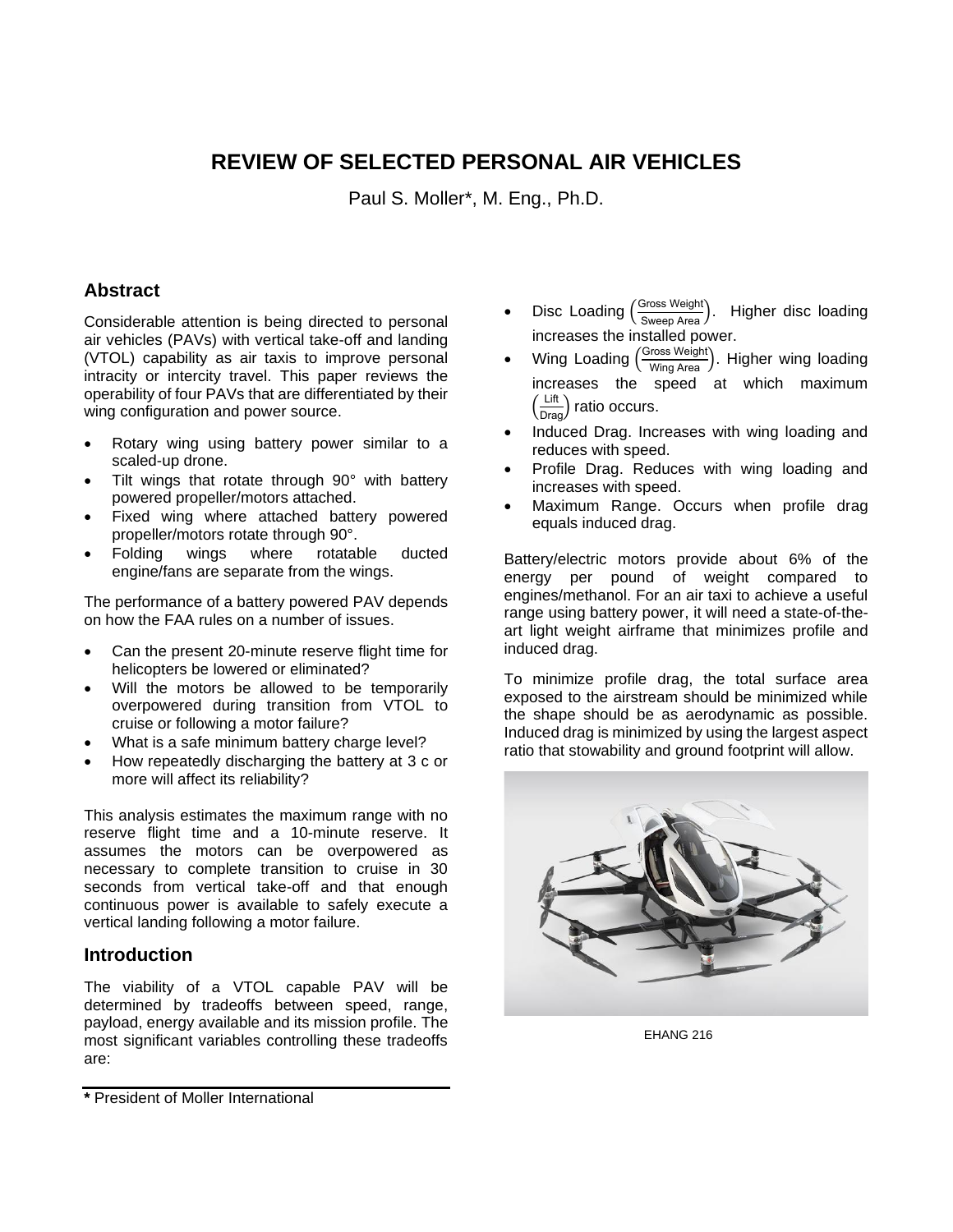# REVIEW OF SELECTED PERSONAL AIR VEHICLES

Paul S. Moller*, M. Eng., Ph.D.

## Abstract

Considerable attention is being directed to personal air vehicles (PAVs) with vertical take-off and landing (VTOL) capability as air taxis to improve personal intracity or intercity travel. This paper reviews the operability of four PAVs that are differentiated by their wing configuration and power source.

- Rotary wing using battery power similar to a scaled-up drone.
- Tilt wings that rotate through 90° with battery powered propeller/motors attached.
- Fixed wing where attached battery powered propeller/motors rotate through 90°.
- Folding wings where rotatable ducted engine/fans are separate from the wings.

The performance of a battery powered PAV depends on how the FAA rules on a number of issues.

- Can the present 20-minute reserve flight time for helicopters be lowered or eliminated?
- Will the motors be allowed to be temporarily overpowered during transition from VTOL to cruise or following a motor failure?
- What is a safe minimum battery charge level?
- How repeatedly discharging the battery at 3 c or more will affect its reliability?

This analysis estimates the maximum range with no reserve flight time and a 10-minute reserve. It assumes the motors can be overpowered as necessary to complete transition to cruise in 30 seconds from vertical take-off and that enough continuous power is available to safely execute a vertical landing following a motor failure.

## Introduction

The viability of a VTOL capable PAV will be determined by tradeoffs between speed, range, payload, energy available and its mission profile. The most significant variables controlling these tradeoffs are:

- Disc Loading $\left(\frac{\text{Gross Weight}}{\text{Sweep Area}}\right)$. Higher disc loading increases the installed power.
- Wing Loading $\left(\frac{\text{Gross Weight}}{\text{Wing Area}}\right)$. Higher wing loading increases the speed at which maximum $\left(\frac{\text{Lift}}{\text{Drag}}\right)$ ratio occurs.
- Induced Drag. Increases with wing loading and reduces with speed.
- Profile Drag. Reduces with wing loading and increases with speed.
- Maximum Range. Occurs when profile drag equals induced drag.

Battery/electric motors provide about 6% of the energy per pound of weight compared to engines/methanol. For an air taxi to achieve a useful range using battery power, it will need a state-of-the-art light weight airframe that minimizes profile and induced drag.

To minimize profile drag, the total surface area exposed to the airstream should be minimized while the shape should be as aerodynamic as possible. Induced drag is minimized by using the largest aspect ratio that stowability and ground footprint will allow.

EHANG 216

**\*** President of Moller International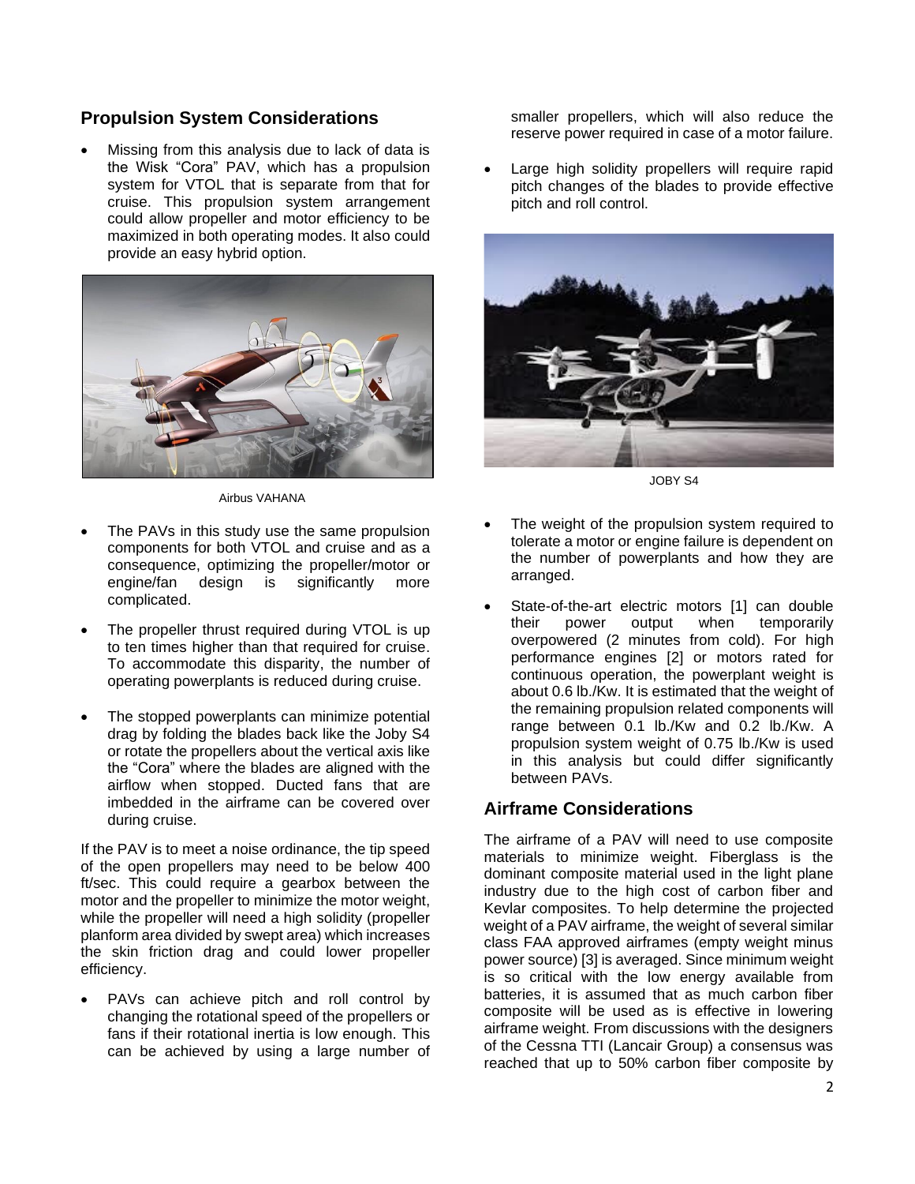## Propulsion System Considerations

- Missing from this analysis due to lack of data is the Wisk "Cora" PAV, which has a propulsion system for VTOL that is separate from that for cruise. This propulsion system arrangement could allow propeller and motor efficiency to be maximized in both operating modes. It also could provide an easy hybrid option.

Airbus VAHANA

- The PAVs in this study use the same propulsion components for both VTOL and cruise and as a consequence, optimizing the propeller/motor or engine/fan design is significantly more complicated.

- The propeller thrust required during VTOL is up to ten times higher than that required for cruise. To accommodate this disparity, the number of operating powerplants is reduced during cruise.

- The stopped powerplants can minimize potential drag by folding the blades back like the Joby S4 or rotate the propellers about the vertical axis like the "Cora" where the blades are aligned with the airflow when stopped. Ducted fans that are imbedded in the airframe can be covered over during cruise.

If the PAV is to meet a noise ordinance, the tip speed of the open propellers may need to be below 400 ft/sec. This could require a gearbox between the motor and the propeller to minimize the motor weight, while the propeller will need a high solidity (propeller planform area divided by swept area) which increases the skin friction drag and could lower propeller efficiency.

- PAVs can achieve pitch and roll control by changing the rotational speed of the propellers or fans if their rotational inertia is low enough. This can be achieved by using a large number of smaller propellers, which will also reduce the reserve power required in case of a motor failure.

- Large high solidity propellers will require rapid pitch changes of the blades to provide effective pitch and roll control.

JOBY S4

- The weight of the propulsion system required to tolerate a motor or engine failure is dependent on the number of powerplants and how they are arranged.

- State-of-the-art electric motors [1] can double their power output when temporarily overpowered (2 minutes from cold). For high performance engines [2] or motors rated for continuous operation, the powerplant weight is about 0.6 lb./Kw. It is estimated that the weight of the remaining propulsion related components will range between 0.1 lb./Kw and 0.2 lb./Kw. A propulsion system weight of 0.75 lb./Kw is used in this analysis but could differ significantly between PAVs.

## Airframe Considerations

The airframe of a PAV will need to use composite materials to minimize weight. Fiberglass is the dominant composite material used in the light plane industry due to the high cost of carbon fiber and Kevlar composites. To help determine the projected weight of a PAV airframe, the weight of several similar class FAA approved airframes (empty weight minus power source) [3] is averaged. Since minimum weight is so critical with the low energy available from batteries, it is assumed that as much carbon fiber composite will be used as is effective in lowering airframe weight. From discussions with the designers of the Cessna TTI (Lancair Group) a consensus was reached that up to 50% carbon fiber composite by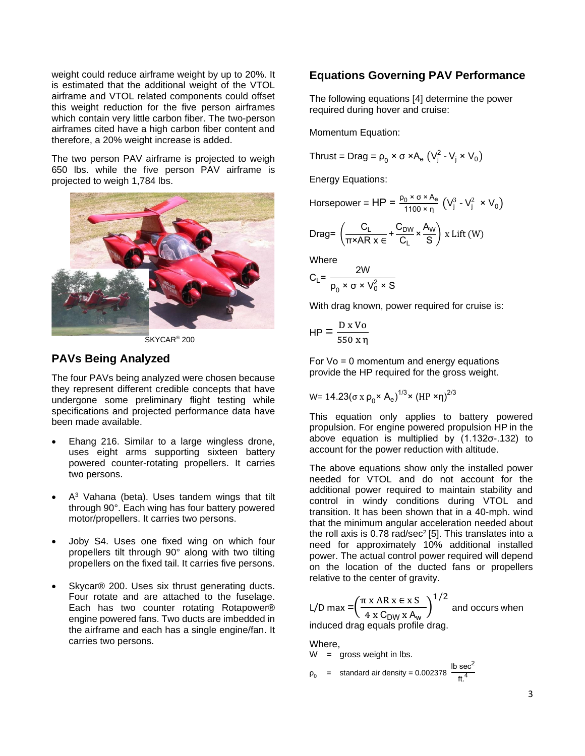weight could reduce airframe weight by up to 20%. It is estimated that the additional weight of the VTOL airframe and VTOL related components could offset this weight reduction for the five person airframes which contain very little carbon fiber. The two-person airframes cited have a high carbon fiber content and therefore, a 20% weight increase is added.

The two person PAV airframe is projected to weigh 650 lbs. while the five person PAV airframe is projected to weigh 1,784 lbs.

SKYCAR® 200

## PAVs Being Analyzed

The four PAVs being analyzed were chosen because they represent different credible concepts that have undergone some preliminary flight testing while specifications and projected performance data have been made available.

- Ehang 216. Similar to a large wingless drone, uses eight arms supporting sixteen battery powered counter-rotating propellers. It carries two persons.
- $A^3$ Vahana (beta). Uses tandem wings that tilt through 90°. Each wing has four battery powered motor/propellers. It carries two persons.
- Joby S4. Uses one fixed wing on which four propellers tilt through 90° along with two tilting propellers on the fixed tail. It carries five persons.
- Skycar® 200. Uses six thrust generating ducts. Four rotate and are attached to the fuselage. Each has two counter rotating Rotapower® engine powered fans. Two ducts are imbedded in the airframe and each has a single engine/fan. It carries two persons.

## Equations Governing PAV Performance

The following equations [4] determine the power required during hover and cruise:

Momentum Equation:

$$\text{Thrust} = \text{Drag} = \rho_0 \times \sigma \times A_e \left(V_j^2 - V_j \times V_0\right)$$

Energy Equations:

$$\text{Horsepower} = HP = \frac{\rho_0 \times \sigma \times A_e}{1100 \times \eta} \left(V_j^3 - V_j^2 \times V_0\right)$$

$$\text{Drag} = \left(\frac{C_L}{\pi \times AR \times \epsilon} + \frac{C_{DW}}{C_L} \times \frac{A_W}{S}\right) \times \text{Lift (W)}$$

Where

$$C_L = \frac{2W}{\rho_0 \times \sigma \times V_0^2 \times S}$$

With drag known, power required for cruise is:

$$HP = \frac{D \times Vo}{550 \times \eta}$$

For Vo = 0 momentum and energy equations provide the HP required for the gross weight.

$$W = 14.23(\sigma \times \rho_0 \times A_e)^{1/3} \times (HP \times \eta)^{2/3}$$

This equation only applies to battery powered propulsion. For engine powered propulsion HP in the above equation is multiplied by (1.132σ-.132) to account for the power reduction with altitude.

The above equations show only the installed power needed for VTOL and do not account for the additional power required to maintain stability and control in windy conditions during VTOL and transition. It has been shown that in a 40-mph. wind that the minimum angular acceleration needed about the roll axis is 0.78 rad/sec² [5]. This translates into a need for approximately 10% additional installed power. The actual control power required will depend on the location of the ducted fans or propellers relative to the center of gravity.

$$L/D \max = \left(\frac{\pi \times AR \times \epsilon \times S}{4 \times C_{DW} \times A_w}\right)^{1/2}$$ and occurs when induced drag equals profile drag.

Where,

W = gross weight in lbs.

$\rho_0$ = standard air density = 0.002378 $\frac{\text{lb sec}^2}{\text{ft.}^4}$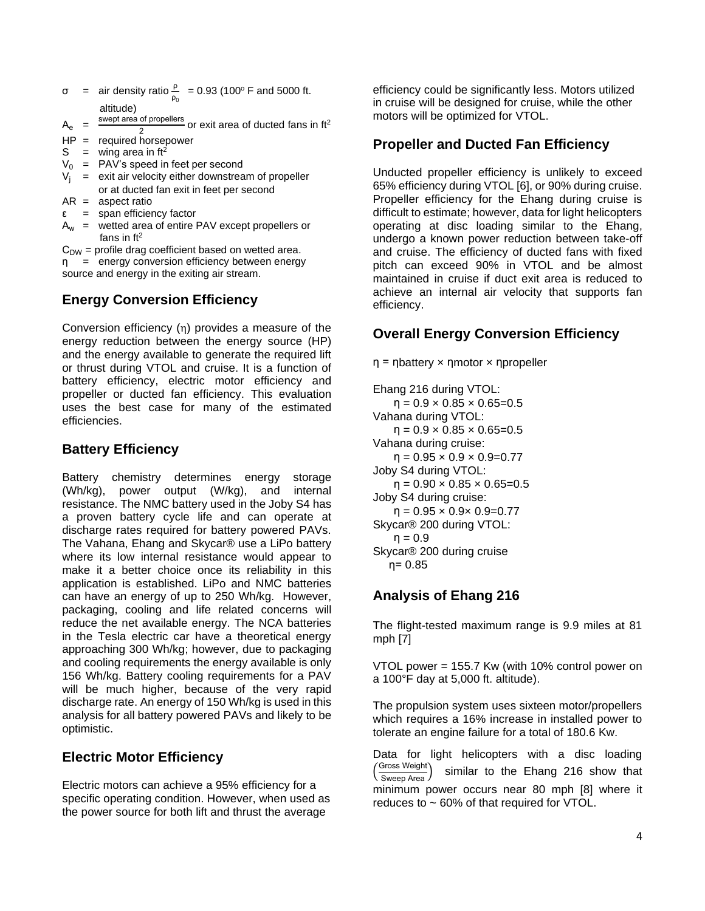$\sigma$ = air density ratio $\frac{\rho}{\rho_0}$ = 0.93 (100° F and 5000 ft. altitude)

$A_e$ = $\frac{\text{swept area of propellers}}{2}$ or exit area of ducted fans in ft$^2$

HP = required horsepower

S = wing area in ft$^2$

$V_0$ = PAV's speed in feet per second

$V_j$ = exit air velocity either downstream of propeller or at ducted fan exit in feet per second

AR = aspect ratio

$\varepsilon$ = span efficiency factor

$A_w$ = wetted area of entire PAV except propellers or fans in ft$^2$

$C_{DW}$ = profile drag coefficient based on wetted area.

$\eta$ = energy conversion efficiency between energy source and energy in the exiting air stream.

## Energy Conversion Efficiency

Conversion efficiency ($\eta$) provides a measure of the energy reduction between the energy source (HP) and the energy available to generate the required lift or thrust during VTOL and cruise. It is a function of battery efficiency, electric motor efficiency and propeller or ducted fan efficiency. This evaluation uses the best case for many of the estimated efficiencies.

## Battery Efficiency

Battery chemistry determines energy storage (Wh/kg), power output (W/kg), and internal resistance. The NMC battery used in the Joby S4 has a proven battery cycle life and can operate at discharge rates required for battery powered PAVs. The Vahana, Ehang and Skycar® use a LiPo battery where its low internal resistance would appear to make it a better choice once its reliability in this application is established. LiPo and NMC batteries can have an energy of up to 250 Wh/kg. However, packaging, cooling and life related concerns will reduce the net available energy. The NCA batteries in the Tesla electric car have a theoretical energy approaching 300 Wh/kg; however, due to packaging and cooling requirements the energy available is only 156 Wh/kg. Battery cooling requirements for a PAV will be much higher, because of the very rapid discharge rate. An energy of 150 Wh/kg is used in this analysis for all battery powered PAVs and likely to be optimistic.

## Electric Motor Efficiency

Electric motors can achieve a 95% efficiency for a specific operating condition. However, when used as the power source for both lift and thrust the average efficiency could be significantly less. Motors utilized in cruise will be designed for cruise, while the other motors will be optimized for VTOL.

## Propeller and Ducted Fan Efficiency

Unducted propeller efficiency is unlikely to exceed 65% efficiency during VTOL [6], or 90% during cruise. Propeller efficiency for the Ehang during cruise is difficult to estimate; however, data for light helicopters operating at disc loading similar to the Ehang, undergo a known power reduction between take-off and cruise. The efficiency of ducted fans with fixed pitch can exceed 90% in VTOL and be almost maintained in cruise if duct exit area is reduced to achieve an internal air velocity that supports fan efficiency.

## Overall Energy Conversion Efficiency

$\eta = \eta_{battery} \times \eta_{motor} \times \eta_{propeller}$

Ehang 216 during VTOL:
$\eta = 0.9 \times 0.85 \times 0.65 = 0.5$

Vahana during VTOL:
$\eta = 0.9 \times 0.85 \times 0.65 = 0.5$

Vahana during cruise:
$\eta = 0.95 \times 0.9 \times 0.9 = 0.77$

Joby S4 during VTOL:
$\eta = 0.90 \times 0.85 \times 0.65 = 0.5$

Joby S4 during cruise:
$\eta = 0.95 \times 0.9 \times 0.9 = 0.77$

Skycar® 200 during VTOL:
$\eta = 0.9$

Skycar® 200 during cruise
$\eta = 0.85$

## Analysis of Ehang 216

The flight-tested maximum range is 9.9 miles at 81 mph [7]

VTOL power = 155.7 Kw (with 10% control power on a 100°F day at 5,000 ft. altitude).

The propulsion system uses sixteen motor/propellers which requires a 16% increase in installed power to tolerate an engine failure for a total of 180.6 Kw.

Data for light helicopters with a disc loading $\left(\frac{\text{Gross Weight}}{\text{Sweep Area}}\right)$ similar to the Ehang 216 show that minimum power occurs near 80 mph [8] where it reduces to ~ 60% of that required for VTOL.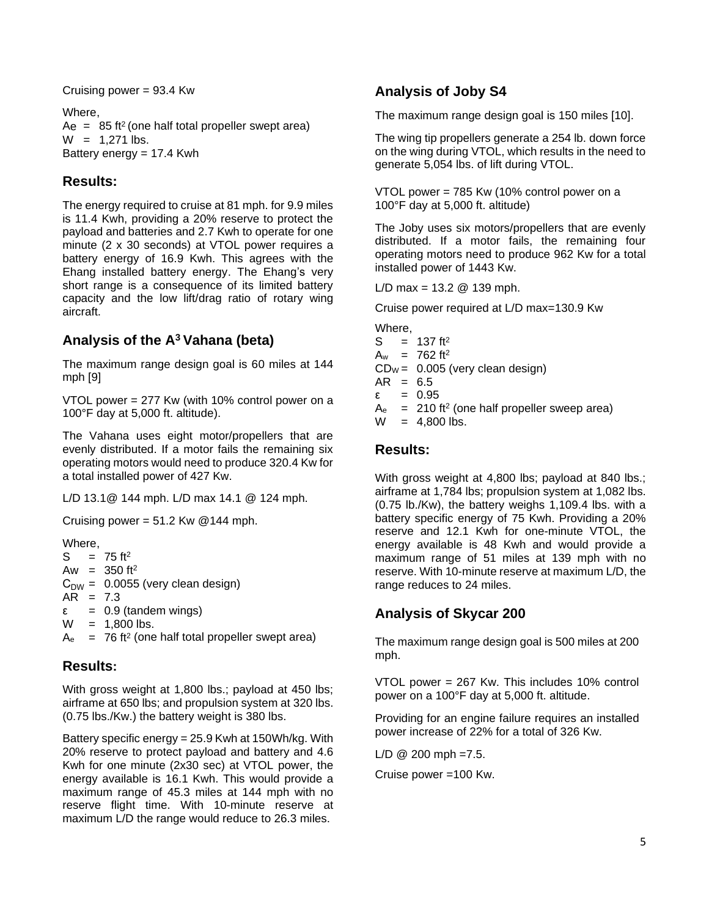Cruising power = 93.4 Kw

Where,
$A_e$ = 85 ft$^2$ (one half total propeller swept area)
W = 1,271 lbs.
Battery energy = 17.4 Kwh

## Results:

The energy required to cruise at 81 mph. for 9.9 miles is 11.4 Kwh, providing a 20% reserve to protect the payload and batteries and 2.7 Kwh to operate for one minute (2 x 30 seconds) at VTOL power requires a battery energy of 16.9 Kwh. This agrees with the Ehang installed battery energy. The Ehang's very short range is a consequence of its limited battery capacity and the low lift/drag ratio of rotary wing aircraft.

## Analysis of the A$^3$ Vahana (beta)

The maximum range design goal is 60 miles at 144 mph [9]

VTOL power = 277 Kw (with 10% control power on a 100°F day at 5,000 ft. altitude).

The Vahana uses eight motor/propellers that are evenly distributed. If a motor fails the remaining six operating motors would need to produce 320.4 Kw for a total installed power of 427 Kw.

L/D 13.1@ 144 mph. L/D max 14.1 @ 124 mph.

Cruising power = 51.2 Kw @144 mph.

Where,
S = 75 ft$^2$
Aw = 350 ft$^2$
$C_{DW}$ = 0.0055 (very clean design)
AR = 7.3
ε = 0.9 (tandem wings)
W = 1,800 lbs.
$A_e$ = 76 ft$^2$ (one half total propeller swept area)

## Results:

With gross weight at 1,800 lbs.; payload at 450 lbs; airframe at 650 lbs; and propulsion system at 320 lbs. (0.75 lbs./Kw.) the battery weight is 380 lbs.

Battery specific energy = 25.9 Kwh at 150Wh/kg. With 20% reserve to protect payload and battery and 4.6 Kwh for one minute (2x30 sec) at VTOL power, the energy available is 16.1 Kwh. This would provide a maximum range of 45.3 miles at 144 mph with no reserve flight time. With 10-minute reserve at maximum L/D the range would reduce to 26.3 miles.

## Analysis of Joby S4

The maximum range design goal is 150 miles [10].

The wing tip propellers generate a 254 lb. down force on the wing during VTOL, which results in the need to generate 5,054 lbs. of lift during VTOL.

VTOL power = 785 Kw (10% control power on a 100°F day at 5,000 ft. altitude)

The Joby uses six motors/propellers that are evenly distributed. If a motor fails, the remaining four operating motors need to produce 962 Kw for a total installed power of 1443 Kw.

L/D max = 13.2 @ 139 mph.

Cruise power required at L/D max=130.9 Kw

Where,
S = 137 ft$^2$
$A_w$ = 762 ft$^2$
$CD_W$ = 0.005 (very clean design)
AR = 6.5
ε = 0.95
$A_e$ = 210 ft$^2$ (one half propeller sweep area)
W = 4,800 lbs.

## Results:

With gross weight at 4,800 lbs; payload at 840 lbs.; airframe at 1,784 lbs; propulsion system at 1,082 lbs. (0.75 lb./Kw), the battery weighs 1,109.4 lbs. with a battery specific energy of 75 Kwh. Providing a 20% reserve and 12.1 Kwh for one-minute VTOL, the energy available is 48 Kwh and would provide a maximum range of 51 miles at 139 mph with no reserve. With 10-minute reserve at maximum L/D, the range reduces to 24 miles.

## Analysis of Skycar 200

The maximum range design goal is 500 miles at 200 mph.

VTOL power = 267 Kw. This includes 10% control power on a 100°F day at 5,000 ft. altitude.

Providing for an engine failure requires an installed power increase of 22% for a total of 326 Kw.

L/D @ 200 mph =7.5.

Cruise power =100 Kw.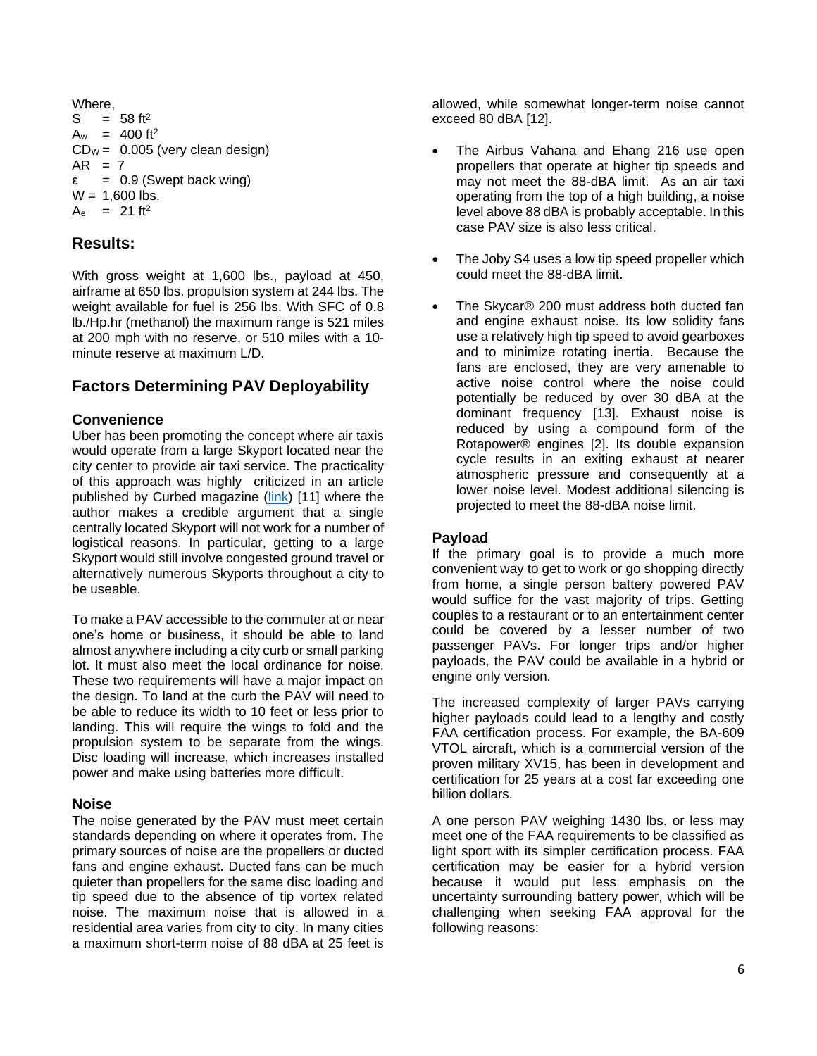Where,

$S = 58\ ft^2$
$A_w = 400\ ft^2$
$CD_W = 0.005$ (very clean design)
$AR = 7$
$\varepsilon = 0.9$ (Swept back wing)
$W = 1{,}600$ lbs.
$A_e = 21\ ft^2$

## Results:

With gross weight at 1,600 lbs., payload at 450, airframe at 650 lbs. propulsion system at 244 lbs. The weight available for fuel is 256 lbs. With SFC of 0.8 lb./Hp.hr (methanol) the maximum range is 521 miles at 200 mph with no reserve, or 510 miles with a 10-minute reserve at maximum L/D.

## Factors Determining PAV Deployability

### Convenience

Uber has been promoting the concept where air taxis would operate from a large Skyport located near the city center to provide air taxi service. The practicality of this approach was highly criticized in an article published by Curbed magazine (link) [11] where the author makes a credible argument that a single centrally located Skyport will not work for a number of logistical reasons. In particular, getting to a large Skyport would still involve congested ground travel or alternatively numerous Skyports throughout a city to be useable.

To make a PAV accessible to the commuter at or near one's home or business, it should be able to land almost anywhere including a city curb or small parking lot. It must also meet the local ordinance for noise. These two requirements will have a major impact on the design. To land at the curb the PAV will need to be able to reduce its width to 10 feet or less prior to landing. This will require the wings to fold and the propulsion system to be separate from the wings. Disc loading will increase, which increases installed power and make using batteries more difficult.

### Noise

The noise generated by the PAV must meet certain standards depending on where it operates from. The primary sources of noise are the propellers or ducted fans and engine exhaust. Ducted fans can be much quieter than propellers for the same disc loading and tip speed due to the absence of tip vortex related noise. The maximum noise that is allowed in a residential area varies from city to city. In many cities a maximum short-term noise of 88 dBA at 25 feet is allowed, while somewhat longer-term noise cannot exceed 80 dBA [12].

- The Airbus Vahana and Ehang 216 use open propellers that operate at higher tip speeds and may not meet the 88-dBA limit. As an air taxi operating from the top of a high building, a noise level above 88 dBA is probably acceptable. In this case PAV size is also less critical.
- The Joby S4 uses a low tip speed propeller which could meet the 88-dBA limit.
- The Skycar® 200 must address both ducted fan and engine exhaust noise. Its low solidity fans use a relatively high tip speed to avoid gearboxes and to minimize rotating inertia. Because the fans are enclosed, they are very amenable to active noise control where the noise could potentially be reduced by over 30 dBA at the dominant frequency [13]. Exhaust noise is reduced by using a compound form of the Rotapower® engines [2]. Its double expansion cycle results in an exiting exhaust at nearer atmospheric pressure and consequently at a lower noise level. Modest additional silencing is projected to meet the 88-dBA noise limit.

### Payload

If the primary goal is to provide a much more convenient way to get to work or go shopping directly from home, a single person battery powered PAV would suffice for the vast majority of trips. Getting couples to a restaurant or to an entertainment center could be covered by a lesser number of two passenger PAVs. For longer trips and/or higher payloads, the PAV could be available in a hybrid or engine only version.

The increased complexity of larger PAVs carrying higher payloads could lead to a lengthy and costly FAA certification process. For example, the BA-609 VTOL aircraft, which is a commercial version of the proven military XV15, has been in development and certification for 25 years at a cost far exceeding one billion dollars.

A one person PAV weighing 1430 lbs. or less may meet one of the FAA requirements to be classified as light sport with its simpler certification process. FAA certification may be easier for a hybrid version because it would put less emphasis on the uncertainty surrounding battery power, which will be challenging when seeking FAA approval for the following reasons: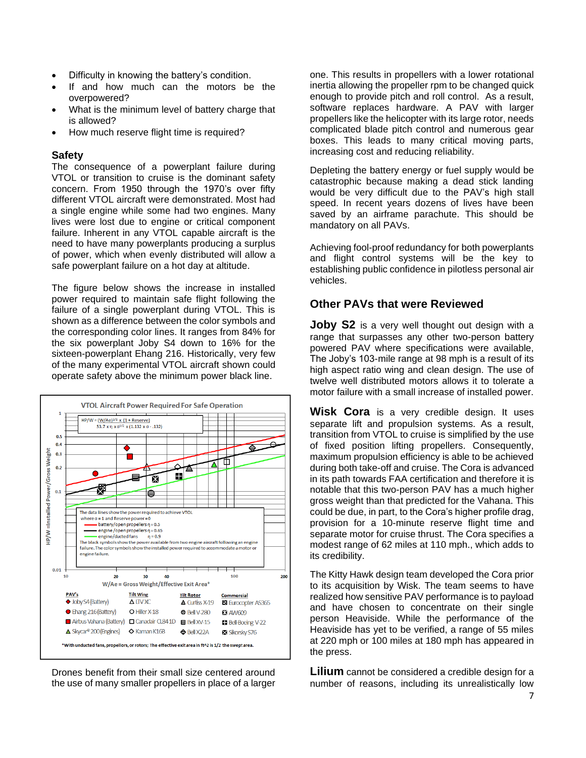- Difficulty in knowing the battery's condition.
- If and how much can the motors be the overpowered?
- What is the minimum level of battery charge that is allowed?
- How much reserve flight time is required?

### Safety

The consequence of a powerplant failure during VTOL or transition to cruise is the dominant safety concern. From 1950 through the 1970's over fifty different VTOL aircraft were demonstrated. Most had a single engine while some had two engines. Many lives were lost due to engine or critical component failure. Inherent in any VTOL capable aircraft is the need to have many powerplants producing a surplus of power, which when evenly distributed will allow a safe powerplant failure on a hot day at altitude.

The figure below shows the increase in installed power required to maintain safe flight following the failure of a single powerplant during VTOL. This is shown as a difference between the color symbols and the corresponding color lines. It ranges from 84% for the six powerplant Joby S4 down to 16% for the sixteen-powerplant Ehang 216. Historically, very few of the many experimental VTOL aircraft shown could operate safety above the minimum power black line.

**VTOL Aircraft Power Required For Safe Operation**

$HP/W = (W/Ae)^{1/2} \times (1 + Reserve)$
$53.7 \times \eta \times \sigma^{1/2} \times (1.132 \times \sigma - .132)$

The data lines show the power required to achieve VTOL where σ = 1 and Reserve power = 0
- battery/open propellers η = 0.5
- engine/open propellers η = 0.65
- engine/ducted fans η = 0.9

The black symbols show the power available from two engine aircraft following an engine failure. The color symbols show the installed power required to accommodate a motor or engine failure.

Y-axis: HP/W = Installed Power/Gross Weight; X-axis: W/Ae = Gross Weight/Effective Exit Area*

| PAV's | Tilt Wing | Tilt Rotor | Commercial |
|---|---|---|---|
| Joby S4 (Battery) | LTV XC | Curtiss X-19 | Eurocopter AS365 |
| Ehang 216 (Battery) | Hiller X-18 | Bell V-280 | AW609 |
| Airbus Vahana (Battery) | Canadair CL841D | Bell XV-15 | Bell-Boeing V-22 |
| Skycar® 200 (Engines) | Kaman K16B | Bell X22A | Sikorsky S76 |

*With unducted fans, propellors, or rotors; The effective exit area in ft^2 is 1/2 the swept area.

Drones benefit from their small size centered around the use of many smaller propellers in place of a larger one. This results in propellers with a lower rotational inertia allowing the propeller rpm to be changed quick enough to provide pitch and roll control. As a result, software replaces hardware. A PAV with larger propellers like the helicopter with its large rotor, needs complicated blade pitch control and numerous gear boxes. This leads to many critical moving parts, increasing cost and reducing reliability.

Depleting the battery energy or fuel supply would be catastrophic because making a dead stick landing would be very difficult due to the PAV's high stall speed. In recent years dozens of lives have been saved by an airframe parachute. This should be mandatory on all PAVs.

Achieving fool-proof redundancy for both powerplants and flight control systems will be the key to establishing public confidence in pilotless personal air vehicles.

## Other PAVs that were Reviewed

**Joby S2** is a very well thought out design with a range that surpasses any other two-person battery powered PAV where specifications were available. The Joby's 103-mile range at 98 mph is a result of its high aspect ratio wing and clean design. The use of twelve well distributed motors allows it to tolerate a motor failure with a small increase of installed power.

**Wisk Cora** is a very credible design. It uses separate lift and propulsion systems. As a result, transition from VTOL to cruise is simplified by the use of fixed position lifting propellers. Consequently, maximum propulsion efficiency is able to be achieved during both take-off and cruise. The Cora is advanced in its path towards FAA certification and therefore it is notable that this two-person PAV has a much higher gross weight than that predicted for the Vahana. This could be due, in part, to the Cora's higher profile drag, provision for a 10-minute reserve flight time and separate motor for cruise thrust. The Cora specifies a modest range of 62 miles at 110 mph., which adds to its credibility.

The Kitty Hawk design team developed the Cora prior to its acquisition by Wisk. The team seems to have realized how sensitive PAV performance is to payload and have chosen to concentrate on their single person Heaviside. While the performance of the Heaviside has yet to be verified, a range of 55 miles at 220 mph or 100 miles at 180 mph has appeared in the press.

**Lilium** cannot be considered a credible design for a number of reasons, including its unrealistically low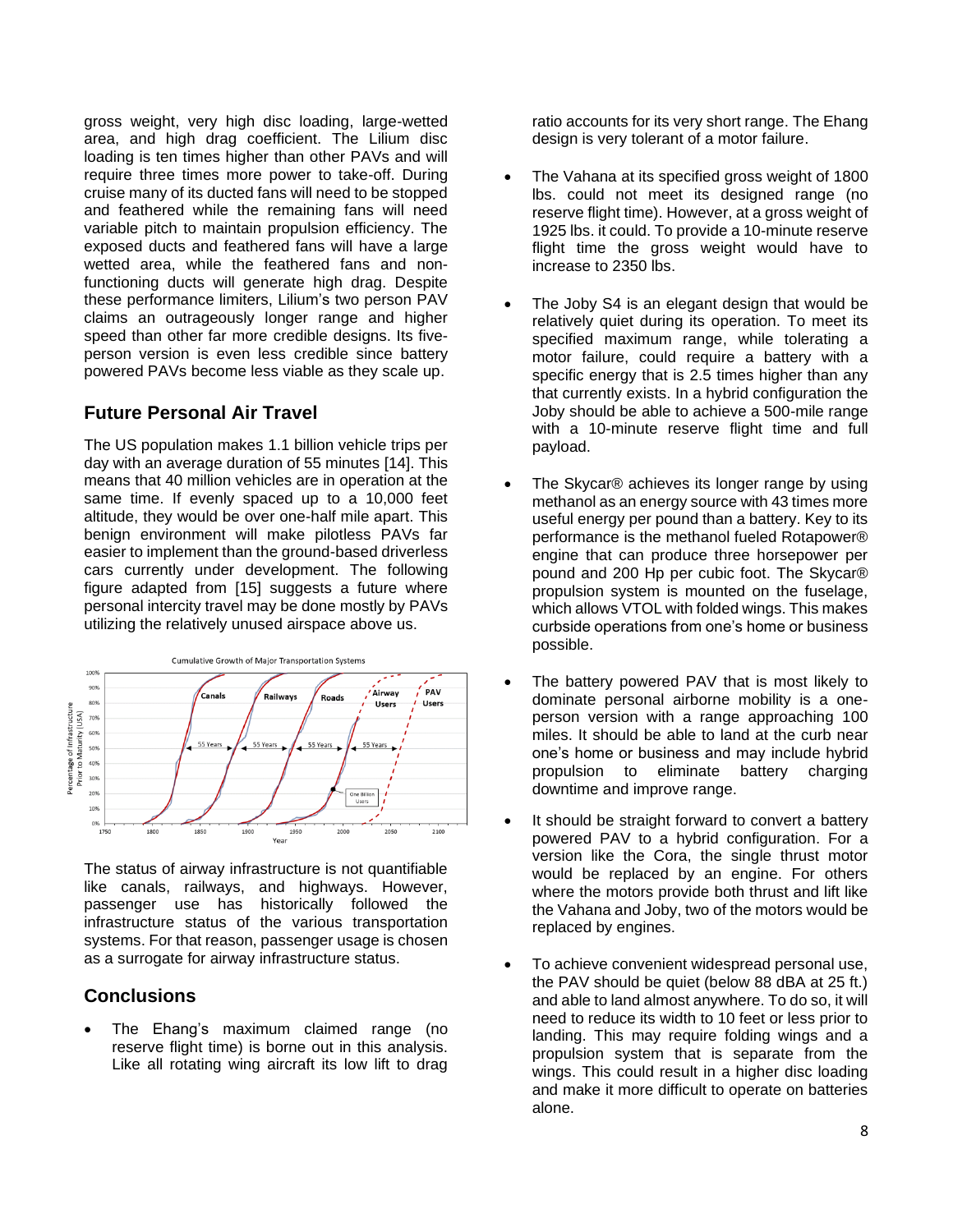gross weight, very high disc loading, large-wetted area, and high drag coefficient. The Lilium disc loading is ten times higher than other PAVs and will require three times more power to take-off. During cruise many of its ducted fans will need to be stopped and feathered while the remaining fans will need variable pitch to maintain propulsion efficiency. The exposed ducts and feathered fans will have a large wetted area, while the feathered fans and non-functioning ducts will generate high drag. Despite these performance limiters, Lilium's two person PAV claims an outrageously longer range and higher speed than other far more credible designs. Its five-person version is even less credible since battery powered PAVs become less viable as they scale up.

## Future Personal Air Travel

The US population makes 1.1 billion vehicle trips per day with an average duration of 55 minutes [14]. This means that 40 million vehicles are in operation at the same time. If evenly spaced up to a 10,000 feet altitude, they would be over one-half mile apart. This benign environment will make pilotless PAVs far easier to implement than the ground-based driverless cars currently under development. The following figure adapted from [15] suggests a future where personal intercity travel may be done mostly by PAVs utilizing the relatively unused airspace above us.

The status of airway infrastructure is not quantifiable like canals, railways, and highways. However, passenger use has historically followed the infrastructure status of the various transportation systems. For that reason, passenger usage is chosen as a surrogate for airway infrastructure status.

## Conclusions

- The Ehang's maximum claimed range (no reserve flight time) is borne out in this analysis. Like all rotating wing aircraft its low lift to drag ratio accounts for its very short range. The Ehang design is very tolerant of a motor failure.
- The Vahana at its specified gross weight of 1800 lbs. could not meet its designed range (no reserve flight time). However, at a gross weight of 1925 lbs. it could. To provide a 10-minute reserve flight time the gross weight would have to increase to 2350 lbs.
- The Joby S4 is an elegant design that would be relatively quiet during its operation. To meet its specified maximum range, while tolerating a motor failure, could require a battery with a specific energy that is 2.5 times higher than any that currently exists. In a hybrid configuration the Joby should be able to achieve a 500-mile range with a 10-minute reserve flight time and full payload.
- The Skycar® achieves its longer range by using methanol as an energy source with 43 times more useful energy per pound than a battery. Key to its performance is the methanol fueled Rotapower® engine that can produce three horsepower per pound and 200 Hp per cubic foot. The Skycar® propulsion system is mounted on the fuselage, which allows VTOL with folded wings. This makes curbside operations from one's home or business possible.
- The battery powered PAV that is most likely to dominate personal airborne mobility is a one-person version with a range approaching 100 miles. It should be able to land at the curb near one's home or business and may include hybrid propulsion to eliminate battery charging downtime and improve range.
- It should be straight forward to convert a battery powered PAV to a hybrid configuration. For a version like the Cora, the single thrust motor would be replaced by an engine. For others where the motors provide both thrust and lift like the Vahana and Joby, two of the motors would be replaced by engines.
- To achieve convenient widespread personal use, the PAV should be quiet (below 88 dBA at 25 ft.) and able to land almost anywhere. To do so, it will need to reduce its width to 10 feet or less prior to landing. This may require folding wings and a propulsion system that is separate from the wings. This could result in a higher disc loading and make it more difficult to operate on batteries alone.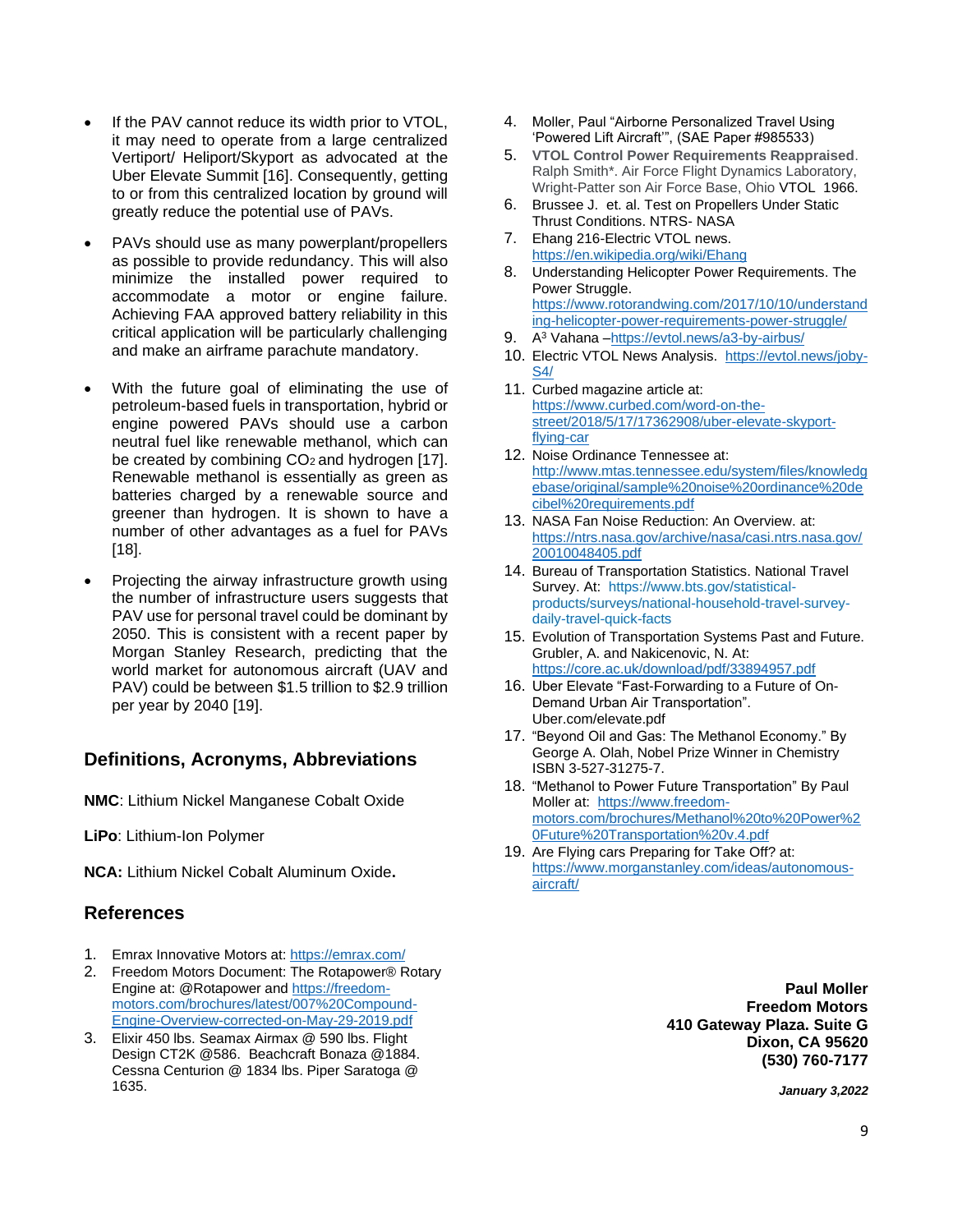- If the PAV cannot reduce its width prior to VTOL, it may need to operate from a large centralized Vertiport/ Heliport/Skyport as advocated at the Uber Elevate Summit [16]. Consequently, getting to or from this centralized location by ground will greatly reduce the potential use of PAVs.

- PAVs should use as many powerplant/propellers as possible to provide redundancy. This will also minimize the installed power required to accommodate a motor or engine failure. Achieving FAA approved battery reliability in this critical application will be particularly challenging and make an airframe parachute mandatory.

- With the future goal of eliminating the use of petroleum-based fuels in transportation, hybrid or engine powered PAVs should use a carbon neutral fuel like renewable methanol, which can be created by combining $CO_2$ and hydrogen [17]. Renewable methanol is essentially as green as batteries charged by a renewable source and greener than hydrogen. It is shown to have a number of other advantages as a fuel for PAVs [18].

- Projecting the airway infrastructure growth using the number of infrastructure users suggests that PAV use for personal travel could be dominant by 2050. This is consistent with a recent paper by Morgan Stanley Research, predicting that the world market for autonomous aircraft (UAV and PAV) could be between \$1.5 trillion to \$2.9 trillion per year by 2040 [19].

## Definitions, Acronyms, Abbreviations

**NMC**: Lithium Nickel Manganese Cobalt Oxide

**LiPo**: Lithium-Ion Polymer

**NCA:** Lithium Nickel Cobalt Aluminum Oxide**.**

## References

1. Emrax Innovative Motors at: https://emrax.com/
2. Freedom Motors Document: The Rotapower® Rotary Engine at: @Rotapower and https://freedom-motors.com/brochures/latest/007%20Compound-Engine-Overview-corrected-on-May-29-2019.pdf
3. Elixir 450 lbs. Seamax Airmax @ 590 lbs. Flight Design CT2K @586. Beachcraft Bonaza @1884. Cessna Centurion @ 1834 lbs. Piper Saratoga @ 1635.
4. Moller, Paul "Airborne Personalized Travel Using 'Powered Lift Aircraft'", (SAE Paper #985533)
5. **VTOL Control Power Requirements Reappraised**. Ralph Smith*. Air Force Flight Dynamics Laboratory, Wright-Patter son Air Force Base, Ohio VTOL 1966.
6. Brussee J. et. al. Test on Propellers Under Static Thrust Conditions. NTRS- NASA
7. Ehang 216-Electric VTOL news. https://en.wikipedia.org/wiki/Ehang
8. Understanding Helicopter Power Requirements. The Power Struggle. https://www.rotorandwing.com/2017/10/10/understanding-helicopter-power-requirements-power-struggle/
9. A³ Vahana –https://evtol.news/a3-by-airbus/
10. Electric VTOL News Analysis. https://evtol.news/joby-S4/
11. Curbed magazine article at: https://www.curbed.com/word-on-the-street/2018/5/17/17362908/uber-elevate-skyport-flying-car
12. Noise Ordinance Tennessee at: http://www.mtas.tennessee.edu/system/files/knowledgebase/original/sample%20noise%20ordinance%20decibel%20requirements.pdf
13. NASA Fan Noise Reduction: An Overview. at: https://ntrs.nasa.gov/archive/nasa/casi.ntrs.nasa.gov/20010048405.pdf
14. Bureau of Transportation Statistics. National Travel Survey. At: https://www.bts.gov/statistical-products/surveys/national-household-travel-survey-daily-travel-quick-facts
15. Evolution of Transportation Systems Past and Future. Grubler, A. and Nakicenovic, N. At: https://core.ac.uk/download/pdf/33894957.pdf
16. Uber Elevate "Fast-Forwarding to a Future of On-Demand Urban Air Transportation". Uber.com/elevate.pdf
17. "Beyond Oil and Gas: The Methanol Economy." By George A. Olah, Nobel Prize Winner in Chemistry ISBN 3-527-31275-7.
18. "Methanol to Power Future Transportation" By Paul Moller at: https://www.freedom-motors.com/brochures/Methanol%20to%20Power%20Future%20Transportation%20v.4.pdf
19. Are Flying cars Preparing for Take Off? at: https://www.morganstanley.com/ideas/autonomous-aircraft/

**Paul Moller**
**Freedom Motors**
**410 Gateway Plaza. Suite G**
**Dixon, CA 95620**
**(530) 760-7177**

***January 3,2022***